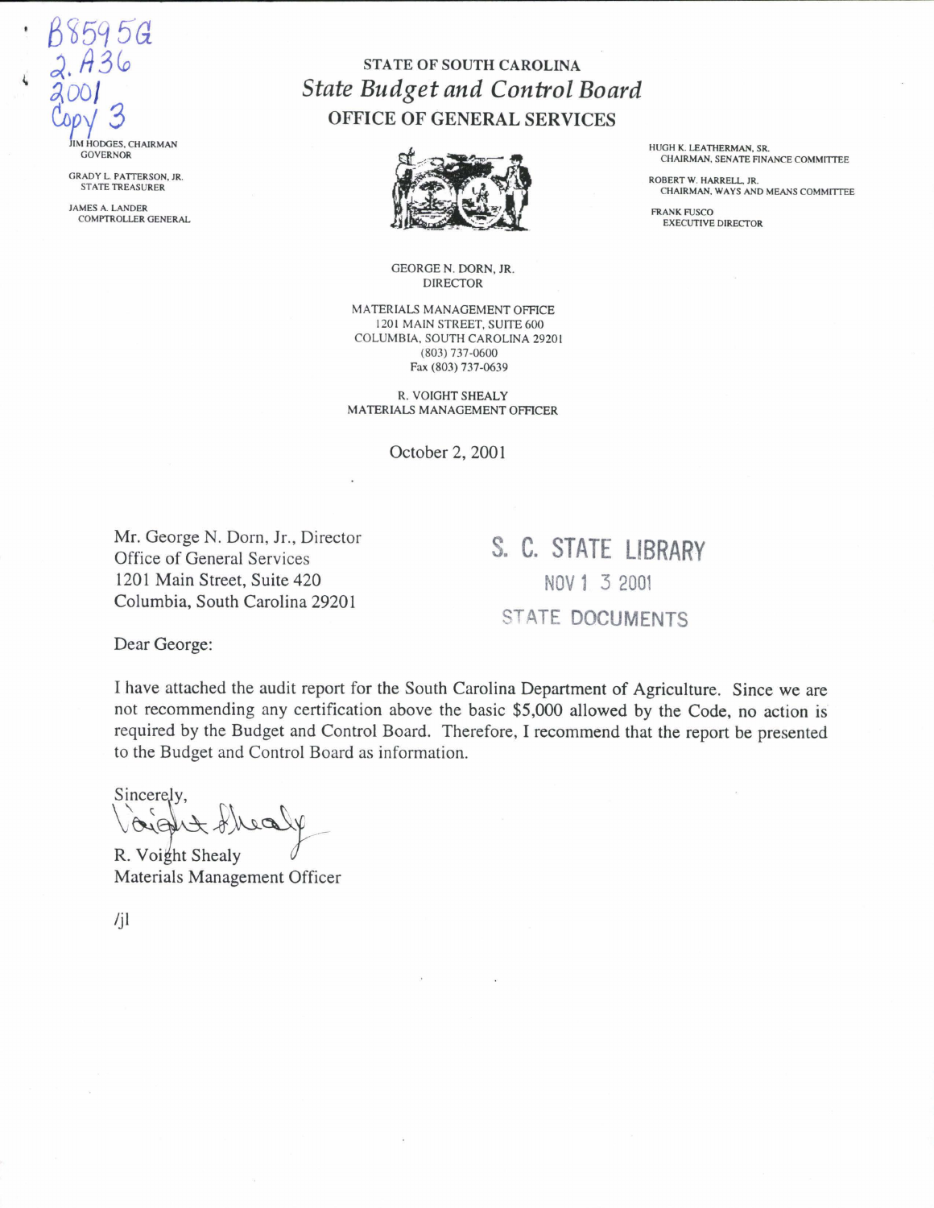B8595G
2.A36
2001
Copy 3

# STATE OF SOUTH CAROLINA

## *State Budget and Control Board*

### OFFICE OF GENERAL SERVICES

JIM HODGES, CHAIRMAN
GOVERNOR

GRADY L. PATTERSON, JR.
STATE TREASURER

JAMES A. LANDER
COMPTROLLER GENERAL

HUGH K. LEATHERMAN, SR.
CHAIRMAN, SENATE FINANCE COMMITTEE

ROBERT W. HARRELL, JR.
CHAIRMAN, WAYS AND MEANS COMMITTEE

FRANK FUSCO
EXECUTIVE DIRECTOR

GEORGE N. DORN, JR.
DIRECTOR

MATERIALS MANAGEMENT OFFICE
1201 MAIN STREET, SUITE 600
COLUMBIA, SOUTH CAROLINA 29201
(803) 737-0600
Fax (803) 737-0639

R. VOIGHT SHEALY
MATERIALS MANAGEMENT OFFICER

October 2, 2001

Mr. George N. Dorn, Jr., Director
Office of General Services
1201 Main Street, Suite 420
Columbia, South Carolina 29201

S. C. STATE LIBRARY
NOV 1 3 2001
STATE DOCUMENTS

Dear George:

I have attached the audit report for the South Carolina Department of Agriculture. Since we are not recommending any certification above the basic $5,000 allowed by the Code, no action is required by the Budget and Control Board. Therefore, I recommend that the report be presented to the Budget and Control Board as information.

Sincerely,

Voight Shealy

R. Voight Shealy
Materials Management Officer

/jl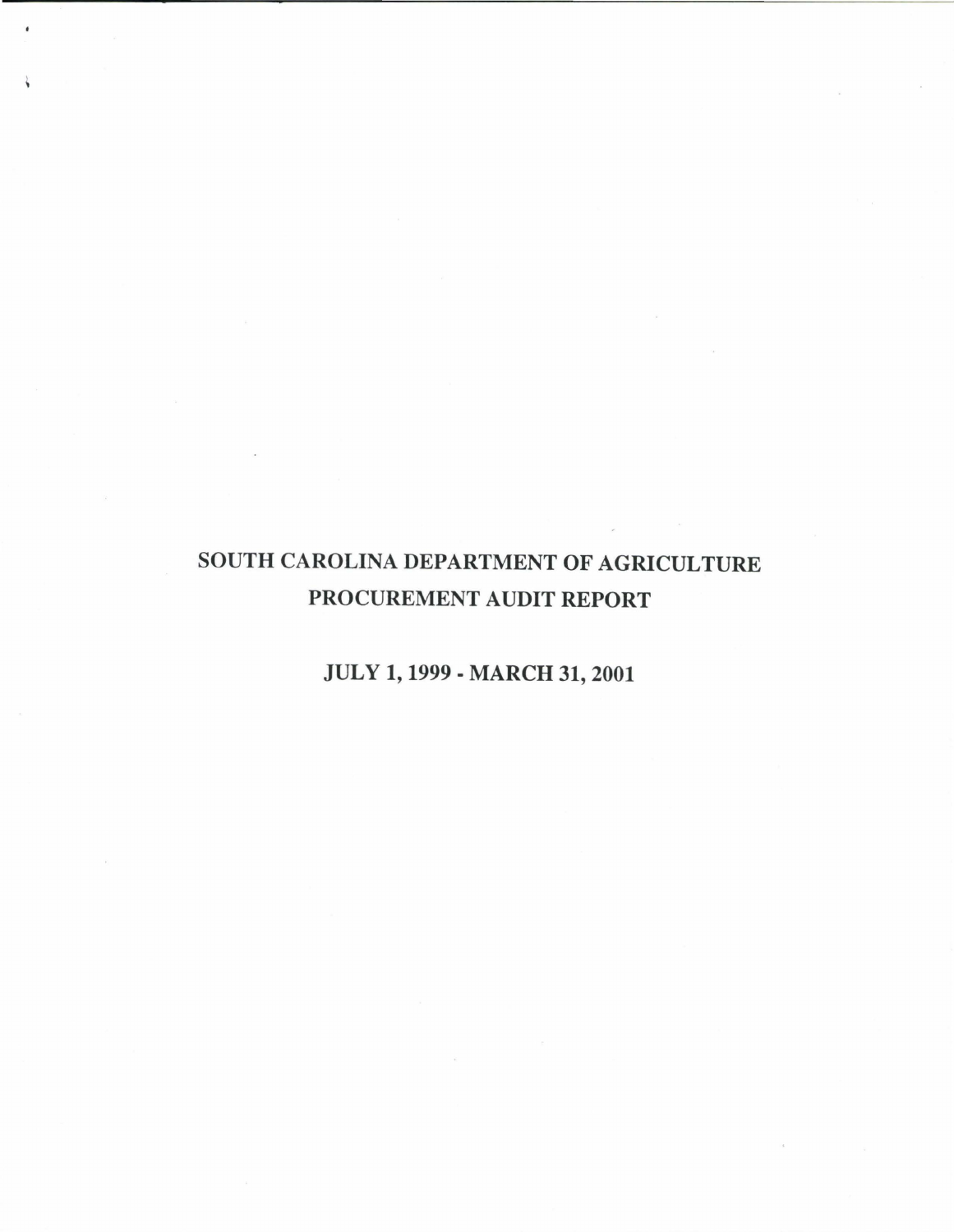# SOUTH CAROLINA DEPARTMENT OF AGRICULTURE
# PROCUREMENT AUDIT REPORT

## JULY 1, 1999 - MARCH 31, 2001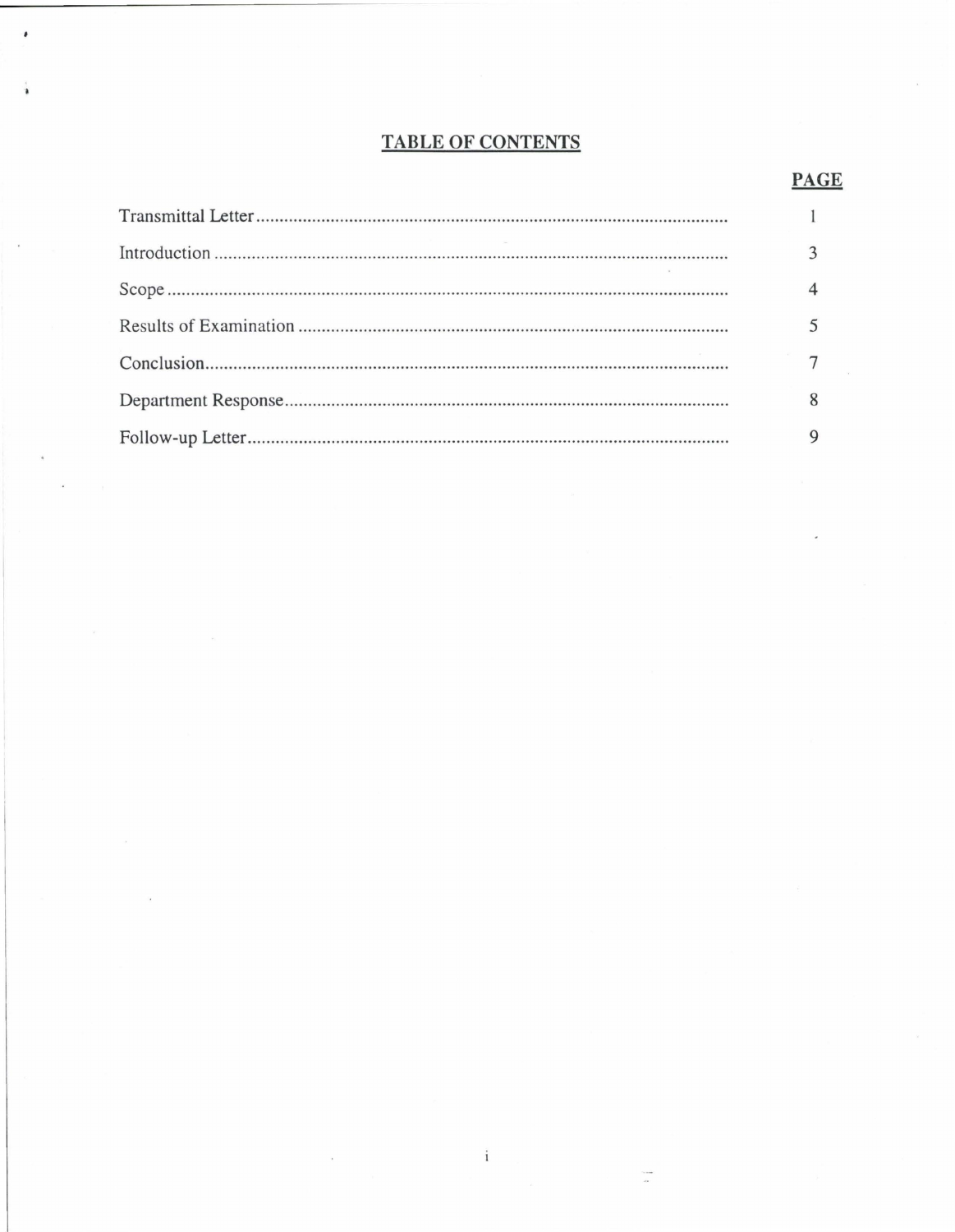# TABLE OF CONTENTS

| | PAGE |
|---|---|
| Transmittal Letter | 1 |
| Introduction | 3 |
| Scope | 4 |
| Results of Examination | 5 |
| Conclusion | 7 |
| Department Response | 8 |
| Follow-up Letter | 9 |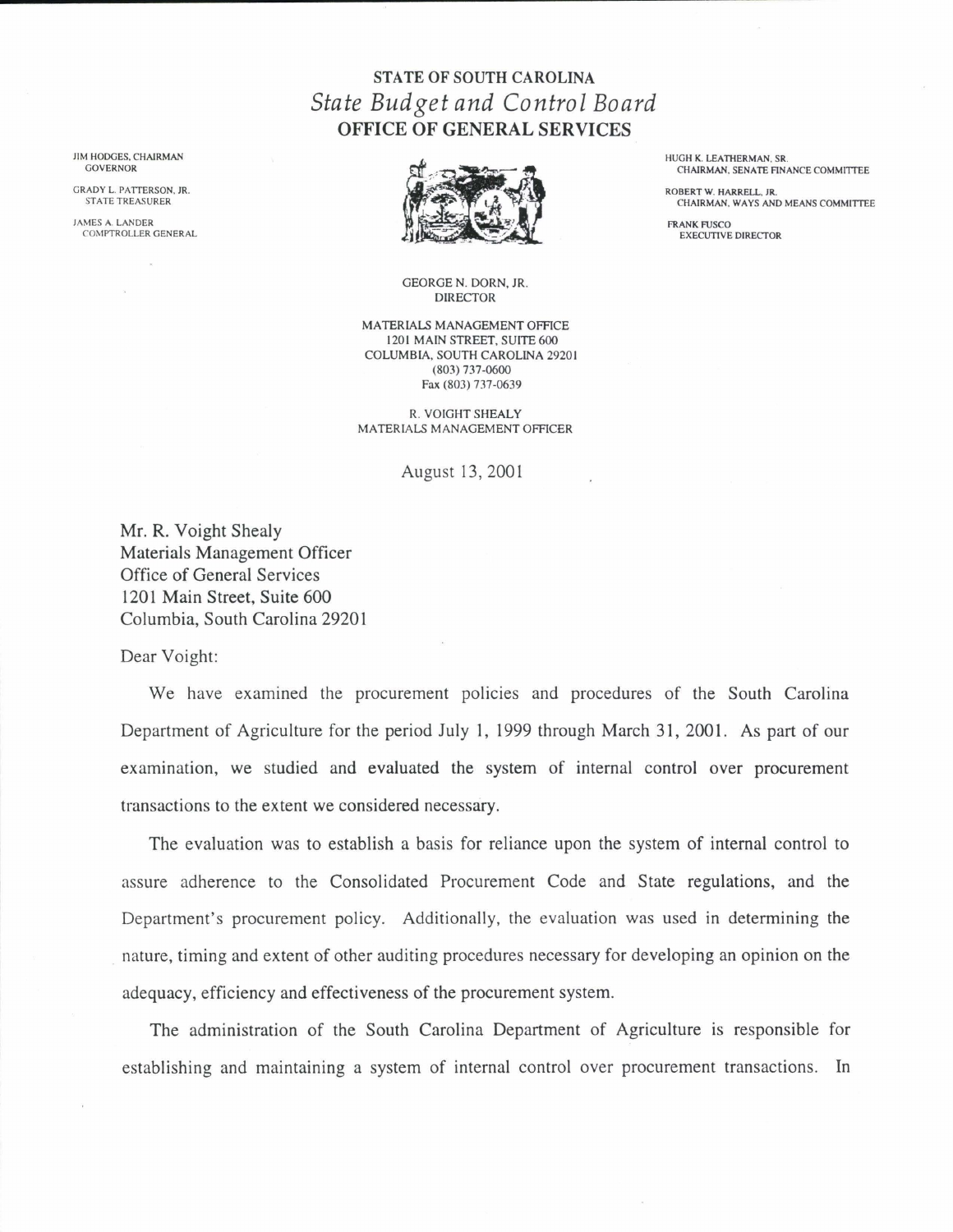# STATE OF SOUTH CAROLINA
## *State Budget and Control Board*
## OFFICE OF GENERAL SERVICES

JIM HODGES, CHAIRMAN
GOVERNOR

GRADY L. PATTERSON, JR.
STATE TREASURER

JAMES A. LANDER
COMPTROLLER GENERAL

HUGH K. LEATHERMAN, SR.
CHAIRMAN, SENATE FINANCE COMMITTEE

ROBERT W. HARRELL, JR.
CHAIRMAN, WAYS AND MEANS COMMITTEE

FRANK FUSCO
EXECUTIVE DIRECTOR

GEORGE N. DORN, JR.
DIRECTOR

MATERIALS MANAGEMENT OFFICE
1201 MAIN STREET, SUITE 600
COLUMBIA, SOUTH CAROLINA 29201
(803) 737-0600
Fax (803) 737-0639

R. VOIGHT SHEALY
MATERIALS MANAGEMENT OFFICER

August 13, 2001

Mr. R. Voight Shealy
Materials Management Officer
Office of General Services
1201 Main Street, Suite 600
Columbia, South Carolina 29201

Dear Voight:

We have examined the procurement policies and procedures of the South Carolina Department of Agriculture for the period July 1, 1999 through March 31, 2001. As part of our examination, we studied and evaluated the system of internal control over procurement transactions to the extent we considered necessary.

The evaluation was to establish a basis for reliance upon the system of internal control to assure adherence to the Consolidated Procurement Code and State regulations, and the Department's procurement policy. Additionally, the evaluation was used in determining the nature, timing and extent of other auditing procedures necessary for developing an opinion on the adequacy, efficiency and effectiveness of the procurement system.

The administration of the South Carolina Department of Agriculture is responsible for establishing and maintaining a system of internal control over procurement transactions. In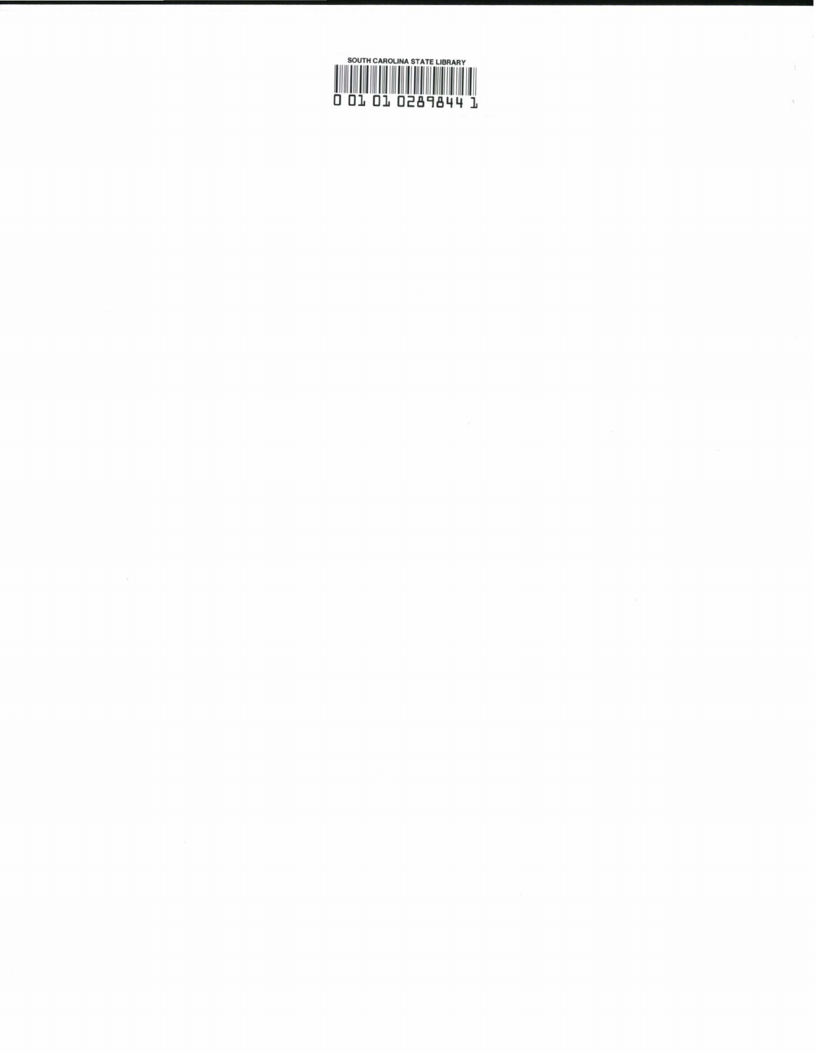SOUTH CAROLINA STATE LIBRARY

0 01 01 0289844 1